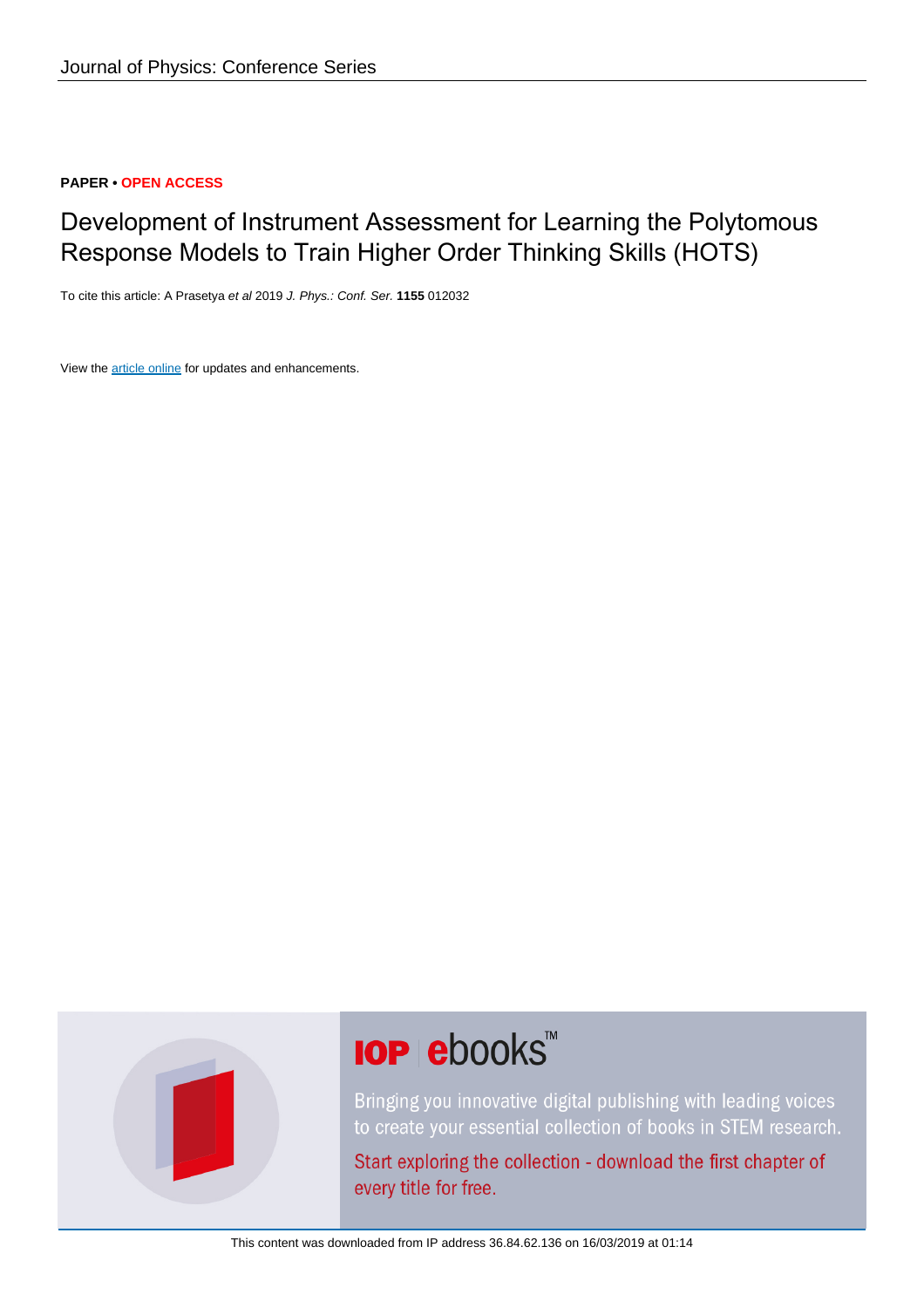PAPER • OPEN ACCESS

# Development of Instrument Assessment for Learning the Polytomous Response Models to Train Higher Order Thinking Skills (HOTS)

To cite this article: A Prasetya *et al* 2019 *J. Phys.: Conf. Ser.* **1155** 012032

View the article online for updates and enhancements.

IOP ebooks™

Bringing you innovative digital publishing with leading voices to create your essential collection of books in STEM research.

Start exploring the collection - download the first chapter of every title for free.

This content was downloaded from IP address 36.84.62.136 on 16/03/2019 at 01:14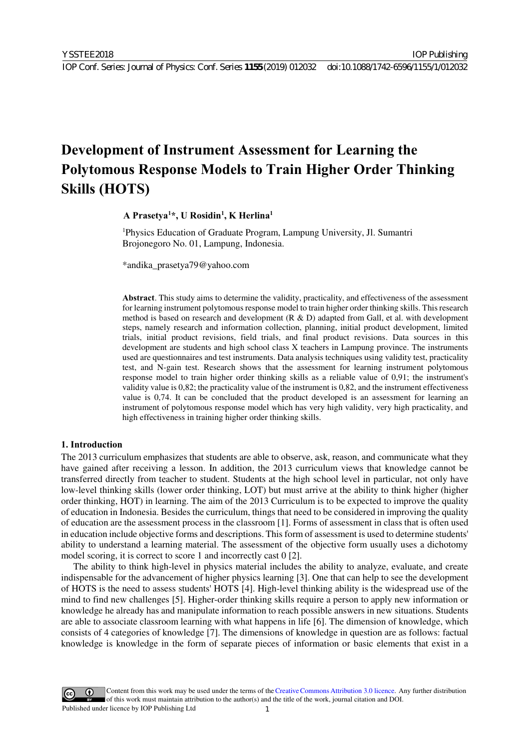# Development of Instrument Assessment for Learning the Polytomous Response Models to Train Higher Order Thinking Skills (HOTS)

**A Prasetya[1]\*, U Rosidin[1], K Herlina[1]**

[1]Physics Education of Graduate Program, Lampung University, Jl. Sumantri Brojonegoro No. 01, Lampung, Indonesia.

\*andika_prasetya79@yahoo.com

**Abstract**. This study aims to determine the validity, practicality, and effectiveness of the assessment for learning instrument polytomous response model to train higher order thinking skills. This research method is based on research and development (R & D) adapted from Gall, et al. with development steps, namely research and information collection, planning, initial product development, limited trials, initial product revisions, field trials, and final product revisions. Data sources in this development are students and high school class X teachers in Lampung province. The instruments used are questionnaires and test instruments. Data analysis techniques using validity test, practicality test, and N-gain test. Research shows that the assessment for learning instrument polytomous response model to train higher order thinking skills as a reliable value of 0,91; the instrument's validity value is 0,82; the practicality value of the instrument is 0,82, and the instrument effectiveness value is 0,74. It can be concluded that the product developed is an assessment for learning an instrument of polytomous response model which has very high validity, very high practicality, and high effectiveness in training higher order thinking skills.

## 1. Introduction

The 2013 curriculum emphasizes that students are able to observe, ask, reason, and communicate what they have gained after receiving a lesson. In addition, the 2013 curriculum views that knowledge cannot be transferred directly from teacher to student. Students at the high school level in particular, not only have low-level thinking skills (lower order thinking, LOT) but must arrive at the ability to think higher (higher order thinking, HOT) in learning. The aim of the 2013 Curriculum is to be expected to improve the quality of education in Indonesia. Besides the curriculum, things that need to be considered in improving the quality of education are the assessment process in the classroom [1]. Forms of assessment in class that is often used in education include objective forms and descriptions. This form of assessment is used to determine students' ability to understand a learning material. The assessment of the objective form usually uses a dichotomy model scoring, it is correct to score 1 and incorrectly cast 0 [2].

The ability to think high-level in physics material includes the ability to analyze, evaluate, and create indispensable for the advancement of higher physics learning [3]. One that can help to see the development of HOTS is the need to assess students' HOTS [4]. High-level thinking ability is the widespread use of the mind to find new challenges [5]. Higher-order thinking skills require a person to apply new information or knowledge he already has and manipulate information to reach possible answers in new situations. Students are able to associate classroom learning with what happens in life [6]. The dimension of knowledge, which consists of 4 categories of knowledge [7]. The dimensions of knowledge in question are as follows: factual knowledge is knowledge in the form of separate pieces of information or basic elements that exist in a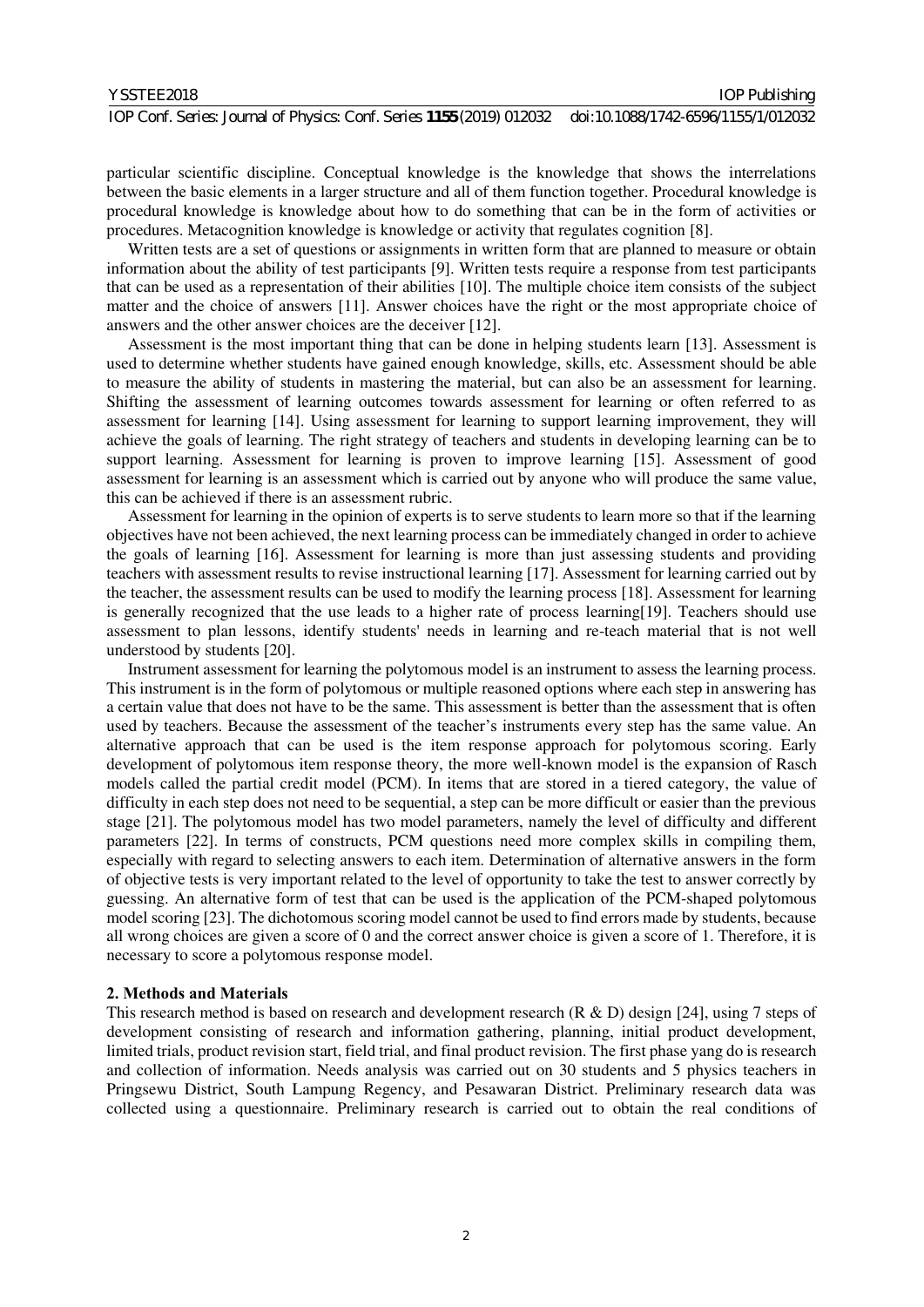particular scientific discipline. Conceptual knowledge is the knowledge that shows the interrelations between the basic elements in a larger structure and all of them function together. Procedural knowledge is procedural knowledge is knowledge about how to do something that can be in the form of activities or procedures. Metacognition knowledge is knowledge or activity that regulates cognition [8].

Written tests are a set of questions or assignments in written form that are planned to measure or obtain information about the ability of test participants [9]. Written tests require a response from test participants that can be used as a representation of their abilities [10]. The multiple choice item consists of the subject matter and the choice of answers [11]. Answer choices have the right or the most appropriate choice of answers and the other answer choices are the deceiver [12].

Assessment is the most important thing that can be done in helping students learn [13]. Assessment is used to determine whether students have gained enough knowledge, skills, etc. Assessment should be able to measure the ability of students in mastering the material, but can also be an assessment for learning. Shifting the assessment of learning outcomes towards assessment for learning or often referred to as assessment for learning [14]. Using assessment for learning to support learning improvement, they will achieve the goals of learning. The right strategy of teachers and students in developing learning can be to support learning. Assessment for learning is proven to improve learning [15]. Assessment of good assessment for learning is an assessment which is carried out by anyone who will produce the same value, this can be achieved if there is an assessment rubric.

Assessment for learning in the opinion of experts is to serve students to learn more so that if the learning objectives have not been achieved, the next learning process can be immediately changed in order to achieve the goals of learning [16]. Assessment for learning is more than just assessing students and providing teachers with assessment results to revise instructional learning [17]. Assessment for learning carried out by the teacher, the assessment results can be used to modify the learning process [18]. Assessment for learning is generally recognized that the use leads to a higher rate of process learning[19]. Teachers should use assessment to plan lessons, identify students' needs in learning and re-teach material that is not well understood by students [20].

Instrument assessment for learning the polytomous model is an instrument to assess the learning process. This instrument is in the form of polytomous or multiple reasoned options where each step in answering has a certain value that does not have to be the same. This assessment is better than the assessment that is often used by teachers. Because the assessment of the teacher's instruments every step has the same value. An alternative approach that can be used is the item response approach for polytomous scoring. Early development of polytomous item response theory, the more well-known model is the expansion of Rasch models called the partial credit model (PCM). In items that are stored in a tiered category, the value of difficulty in each step does not need to be sequential, a step can be more difficult or easier than the previous stage [21]. The polytomous model has two model parameters, namely the level of difficulty and different parameters [22]. In terms of constructs, PCM questions need more complex skills in compiling them, especially with regard to selecting answers to each item. Determination of alternative answers in the form of objective tests is very important related to the level of opportunity to take the test to answer correctly by guessing. An alternative form of test that can be used is the application of the PCM-shaped polytomous model scoring [23]. The dichotomous scoring model cannot be used to find errors made by students, because all wrong choices are given a score of 0 and the correct answer choice is given a score of 1. Therefore, it is necessary to score a polytomous response model.

## 2. Methods and Materials

This research method is based on research and development research (R & D) design [24], using 7 steps of development consisting of research and information gathering, planning, initial product development, limited trials, product revision start, field trial, and final product revision. The first phase yang do is research and collection of information. Needs analysis was carried out on 30 students and 5 physics teachers in Pringsewu District, South Lampung Regency, and Pesawaran District. Preliminary research data was collected using a questionnaire. Preliminary research is carried out to obtain the real conditions of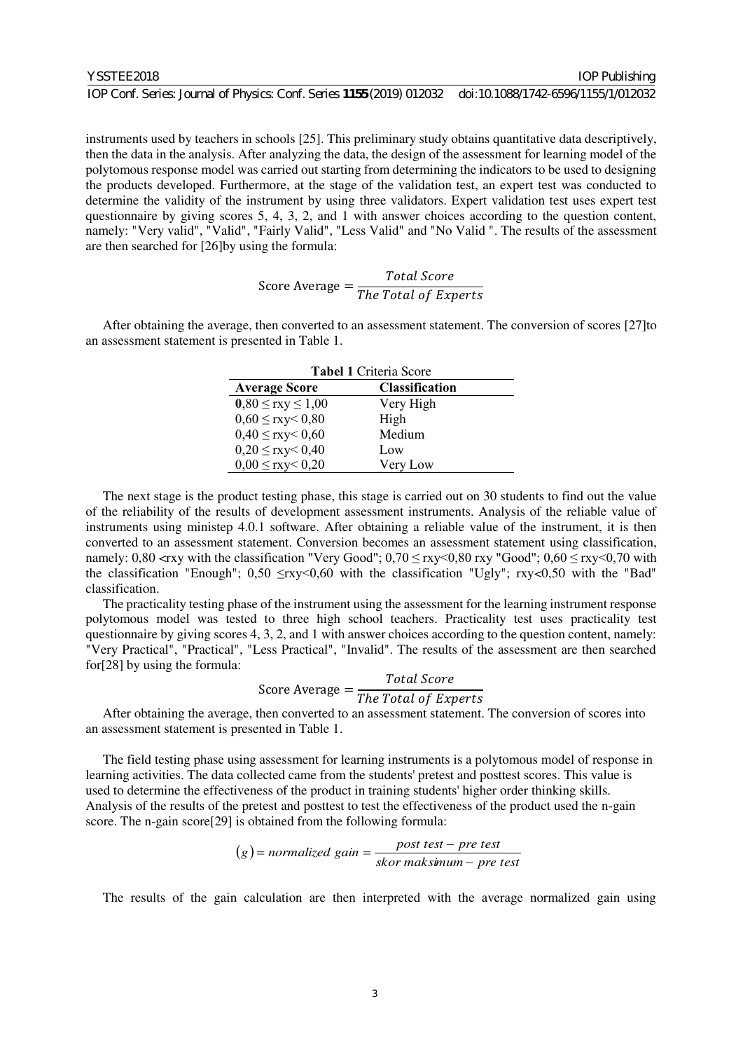instruments used by teachers in schools [25]. This preliminary study obtains quantitative data descriptively, then the data in the analysis. After analyzing the data, the design of the assessment for learning model of the polytomous response model was carried out starting from determining the indicators to be used to designing the products developed. Furthermore, at the stage of the validation test, an expert test was conducted to determine the validity of the instrument by using three validators. Expert validation test uses expert test questionnaire by giving scores 5, 4, 3, 2, and 1 with answer choices according to the question content, namely: "Very valid", "Valid", "Fairly Valid", "Less Valid" and "No Valid ". The results of the assessment are then searched for [26]by using the formula:

$$\text{Score Average} = \frac{\textit{Total Score}}{\textit{The Total of Experts}}$$

After obtaining the average, then converted to an assessment statement. The conversion of scores [27]to an assessment statement is presented in Table 1.

**Tabel 1** Criteria Score

| Average Score | Classification |
|---|---|
| **0**,80 ≤ rxy ≤ 1,00 | Very High |
| 0,60 ≤ rxy< 0,80 | High |
| 0,40 ≤ rxy< 0,60 | Medium |
| 0,20 ≤ rxy< 0,40 | Low |
| 0,00 ≤ rxy< 0,20 | Very Low |

The next stage is the product testing phase, this stage is carried out on 30 students to find out the value of the reliability of the results of development assessment instruments. Analysis of the reliable value of instruments using ministep 4.0.1 software. After obtaining a reliable value of the instrument, it is then converted to an assessment statement. Conversion becomes an assessment statement using classification, namely: 0,80 <rxy with the classification "Very Good"; 0,70 ≤ rxy<0,80 rxy "Good"; 0,60 ≤ rxy<0,70 with the classification "Enough"; 0,50 ≤rxy<0,60 with the classification "Ugly"; rxy<0,50 with the "Bad" classification.

The practicality testing phase of the instrument using the assessment for the learning instrument response polytomous model was tested to three high school teachers. Practicality test uses practicality test questionnaire by giving scores 4, 3, 2, and 1 with answer choices according to the question content, namely: "Very Practical", "Practical", "Less Practical", "Invalid". The results of the assessment are then searched for[28] by using the formula:

$$\text{Score Average} = \frac{\textit{Total Score}}{\textit{The Total of Experts}}$$

After obtaining the average, then converted to an assessment statement. The conversion of scores into an assessment statement is presented in Table 1.

The field testing phase using assessment for learning instruments is a polytomous model of response in learning activities. The data collected came from the students' pretest and posttest scores. This value is used to determine the effectiveness of the product in training students' higher order thinking skills. Analysis of the results of the pretest and posttest to test the effectiveness of the product used the n-gain score. The n-gain score[29] is obtained from the following formula:

$$(g) = \textit{normalized gain} = \frac{\textit{post test} - \textit{pre test}}{\textit{skor maksimum} - \textit{pre test}}$$

The results of the gain calculation are then interpreted with the average normalized gain using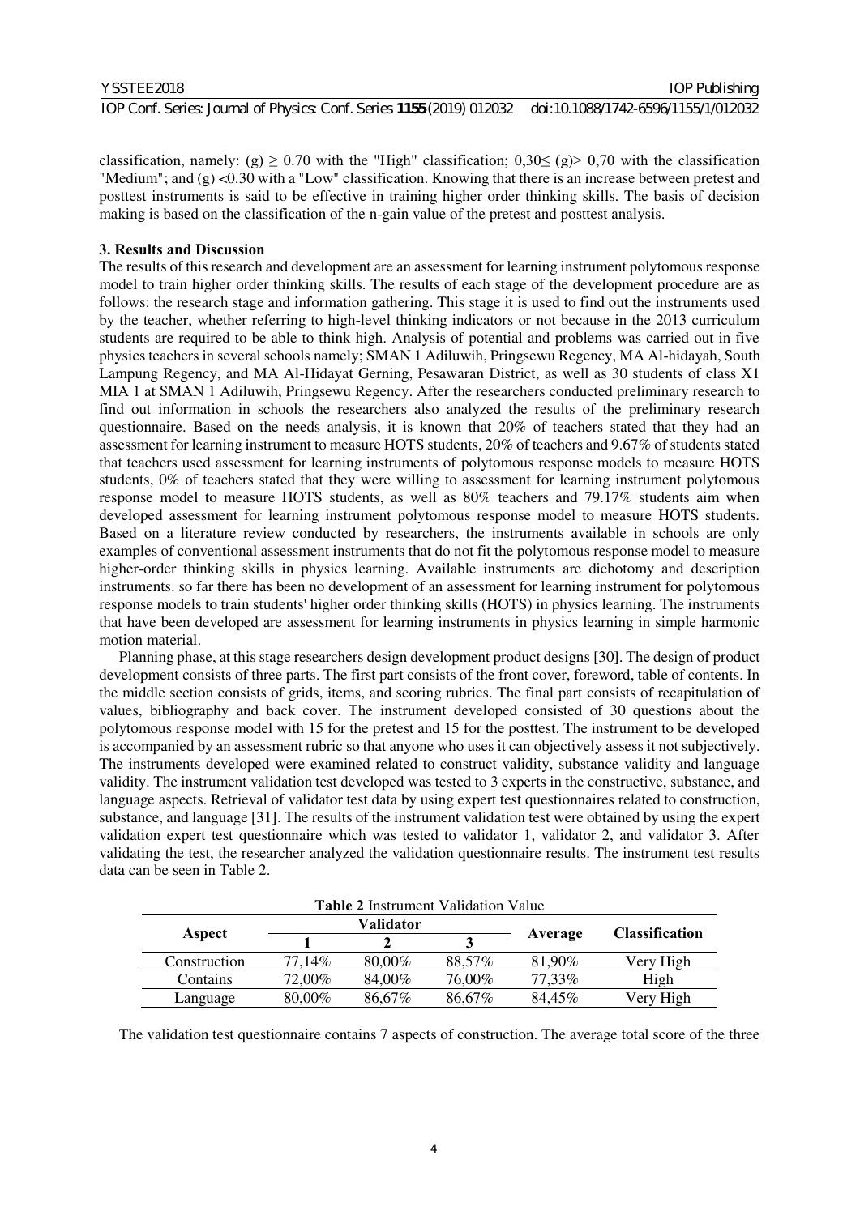classification, namely: (g) $\geq$ 0.70 with the "High" classification; 0,30$\leq$ (g)> 0,70 with the classification "Medium"; and (g) <0.30 with a "Low" classification. Knowing that there is an increase between pretest and posttest instruments is said to be effective in training higher order thinking skills. The basis of decision making is based on the classification of the n-gain value of the pretest and posttest analysis.

## 3. Results and Discussion

The results of this research and development are an assessment for learning instrument polytomous response model to train higher order thinking skills. The results of each stage of the development procedure are as follows: the research stage and information gathering. This stage it is used to find out the instruments used by the teacher, whether referring to high-level thinking indicators or not because in the 2013 curriculum students are required to be able to think high. Analysis of potential and problems was carried out in five physics teachers in several schools namely; SMAN 1 Adiluwih, Pringsewu Regency, MA Al-hidayah, South Lampung Regency, and MA Al-Hidayat Gerning, Pesawaran District, as well as 30 students of class X1 MIA 1 at SMAN 1 Adiluwih, Pringsewu Regency. After the researchers conducted preliminary research to find out information in schools the researchers also analyzed the results of the preliminary research questionnaire. Based on the needs analysis, it is known that 20% of teachers stated that they had an assessment for learning instrument to measure HOTS students, 20% of teachers and 9.67% of students stated that teachers used assessment for learning instruments of polytomous response models to measure HOTS students, 0% of teachers stated that they were willing to assessment for learning instrument polytomous response model to measure HOTS students, as well as 80% teachers and 79.17% students aim when developed assessment for learning instrument polytomous response model to measure HOTS students. Based on a literature review conducted by researchers, the instruments available in schools are only examples of conventional assessment instruments that do not fit the polytomous response model to measure higher-order thinking skills in physics learning. Available instruments are dichotomy and description instruments. so far there has been no development of an assessment for learning instrument for polytomous response models to train students' higher order thinking skills (HOTS) in physics learning. The instruments that have been developed are assessment for learning instruments in physics learning in simple harmonic motion material.

Planning phase, at this stage researchers design development product designs [30]. The design of product development consists of three parts. The first part consists of the front cover, foreword, table of contents. In the middle section consists of grids, items, and scoring rubrics. The final part consists of recapitulation of values, bibliography and back cover. The instrument developed consisted of 30 questions about the polytomous response model with 15 for the pretest and 15 for the posttest. The instrument to be developed is accompanied by an assessment rubric so that anyone who uses it can objectively assess it not subjectively. The instruments developed were examined related to construct validity, substance validity and language validity. The instrument validation test developed was tested to 3 experts in the constructive, substance, and language aspects. Retrieval of validator test data by using expert test questionnaires related to construction, substance, and language [31]. The results of the instrument validation test were obtained by using the expert validation expert test questionnaire which was tested to validator 1, validator 2, and validator 3. After validating the test, the researcher analyzed the validation questionnaire results. The instrument test results data can be seen in Table 2.

**Table 2** Instrument Validation Value

| Aspect | Validator | | | Average | Classification |
|---|---|---|---|---|---|
| | 1 | 2 | 3 | | |
| Construction | 77,14% | 80,00% | 88,57% | 81,90% | Very High |
| Contains | 72,00% | 84,00% | 76,00% | 77,33% | High |
| Language | 80,00% | 86,67% | 86,67% | 84,45% | Very High |

The validation test questionnaire contains 7 aspects of construction. The average total score of the three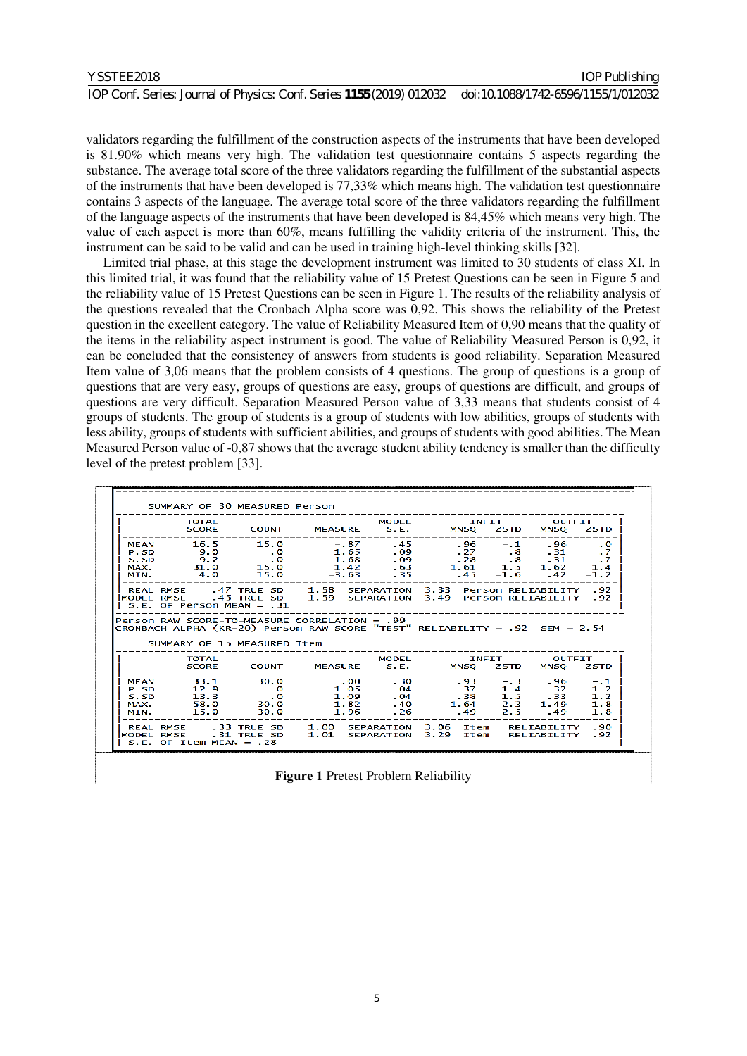validators regarding the fulfillment of the construction aspects of the instruments that have been developed is 81.90% which means very high. The validation test questionnaire contains 5 aspects regarding the substance. The average total score of the three validators regarding the fulfillment of the substantial aspects of the instruments that have been developed is 77,33% which means high. The validation test questionnaire contains 3 aspects of the language. The average total score of the three validators regarding the fulfillment of the language aspects of the instruments that have been developed is 84,45% which means very high. The value of each aspect is more than 60%, means fulfilling the validity criteria of the instrument. This, the instrument can be said to be valid and can be used in training high-level thinking skills [32].

Limited trial phase, at this stage the development instrument was limited to 30 students of class XI. In this limited trial, it was found that the reliability value of 15 Pretest Questions can be seen in Figure 5 and the reliability value of 15 Pretest Questions can be seen in Figure 1. The results of the reliability analysis of the questions revealed that the Cronbach Alpha score was 0,92. This shows the reliability of the Pretest question in the excellent category. The value of Reliability Measured Item of 0,90 means that the quality of the items in the reliability aspect instrument is good. The value of Reliability Measured Person is 0,92, it can be concluded that the consistency of answers from students is good reliability. Separation Measured Item value of 3,06 means that the problem consists of 4 questions. The group of questions is a group of questions that are very easy, groups of questions are easy, groups of questions are difficult, and groups of questions are very difficult. Separation Measured Person value of 3,33 means that students consist of 4 groups of students. The group of students is a group of students with low abilities, groups of students with less ability, groups of students with sufficient abilities, and groups of students with good abilities. The Mean Measured Person value of -0,87 shows that the average student ability tendency is smaller than the difficulty level of the pretest problem [33].

```
     SUMMARY OF 30 MEASURED Person
-------------------------------------------------------------------------------
|          TOTAL                         MODEL         INFIT        OUTFIT    |
|          SCORE      COUNT    MEASURE   S.E.       MNSQ   ZSTD   MNSQ   ZSTD |
|-----------------------------------------------------------------------------|
| MEAN      16.5       15.0      -.87     .45        .96    -.1    .96     .0 |
| P.SD       9.0         .0      1.65     .09        .27     .8    .31     .7 |
| S.SD       9.2         .0      1.68     .09        .28     .8    .31     .7 |
| MAX.      31.0       15.0      1.42     .63       1.61    1.5   1.62    1.4 |
| MIN.       4.0       15.0     -3.63     .35        .45   -1.6    .42   -1.2 |
|-----------------------------------------------------------------------------|
| REAL RMSE     .47 TRUE SD    1.58  SEPARATION  3.33  Person RELIABILITY  .92 |
|MODEL RMSE     .45 TRUE SD    1.59  SEPARATION  3.49  Person RELIABILITY  .92 |
| S.E. OF Person MEAN = .31                                                   |
-------------------------------------------------------------------------------
Person RAW SCORE-TO-MEASURE CORRELATION = .99
CRONBACH ALPHA (KR-20) Person RAW SCORE "TEST" RELIABILITY = .92  SEM = 2.54

     SUMMARY OF 15 MEASURED Item
-------------------------------------------------------------------------------
|          TOTAL                         MODEL         INFIT        OUTFIT    |
|          SCORE      COUNT    MEASURE   S.E.       MNSQ   ZSTD   MNSQ   ZSTD |
|-----------------------------------------------------------------------------|
| MEAN      33.1       30.0       .00     .30        .93    -.3    .96    -.1 |
| P.SD      12.9         .0      1.05     .04        .37    1.4    .32    1.2 |
| S.SD      13.3         .0      1.09     .04        .38    1.5    .33    1.2 |
| MAX.      58.0       30.0      1.82     .40       1.64    2.3   1.49    1.8 |
| MIN.      15.0       30.0     -1.96     .26        .49   -2.5    .49   -1.8 |
|-----------------------------------------------------------------------------|
| REAL RMSE     .33 TRUE SD    1.00  SEPARATION  3.06  Item   RELIABILITY  .90 |
|MODEL RMSE     .31 TRUE SD    1.01  SEPARATION  3.29  Item   RELIABILITY  .92 |
| S.E. OF Item MEAN = .28                                                     |
-------------------------------------------------------------------------------
```

**Figure 1** Pretest Problem Reliability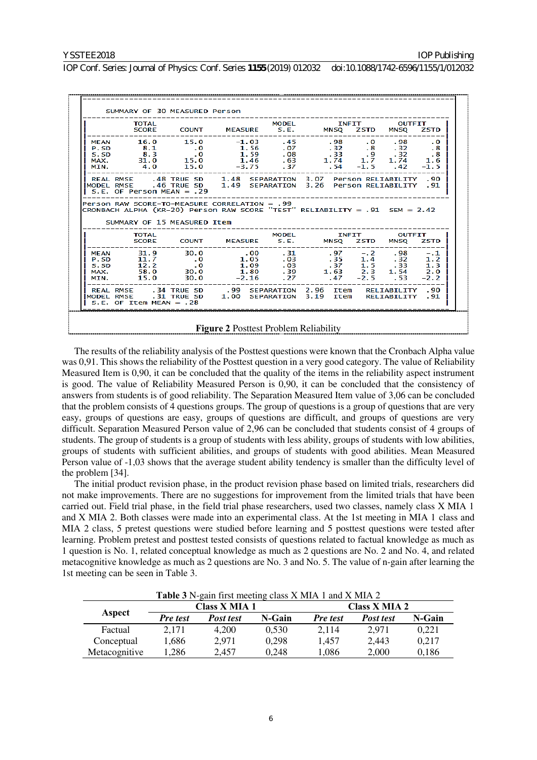```
     SUMMARY OF 30 MEASURED Person
-------------------------------------------------------------------------------
|          TOTAL                         MODEL         INFIT         OUTFIT    |
|          SCORE     COUNT     MEASURE   S.E.       MNSQ   ZSTD   MNSQ   ZSTD |
|-----------------------------------------------------------------------------|
| MEAN      16.0      15.0      -1.03     .45        .98     .0     .98     .0 |
| P.SD       8.1        .0       1.56     .07        .32     .8     .32     .8 |
| S.SD       8.3        .0       1.59     .08        .33     .9     .32     .8 |
| MAX.      31.0      15.0       1.46     .63       1.74    1.7    1.74    1.6 |
| MIN.       4.0      15.0      -3.75     .37        .54   -1.5     .42   -1.5 |
|-----------------------------------------------------------------------------|
| REAL RMSE    .48 TRUE SD   1.48  SEPARATION  3.07  Person RELIABILITY  .90 |
|MODEL RMSE    .46 TRUE SD   1.49  SEPARATION  3.26  Person RELIABILITY  .91 |
| S.E. OF Person MEAN = .29                                                   |
-------------------------------------------------------------------------------
Person RAW SCORE-TO-MEASURE CORRELATION = .99
CRONBACH ALPHA (KR-20) Person RAW SCORE "TEST" RELIABILITY = .91  SEM = 2.42

     SUMMARY OF 15 MEASURED Item
-------------------------------------------------------------------------------
|          TOTAL                         MODEL         INFIT         OUTFIT    |
|          SCORE     COUNT     MEASURE   S.E.       MNSQ   ZSTD   MNSQ   ZSTD |
|-----------------------------------------------------------------------------|
| MEAN      31.9      30.0        .00     .31        .97    -.2     .98    -.1 |
| P.SD      11.7        .0       1.05     .03        .35    1.4     .32    1.2 |
| S.SD      12.2        .0       1.09     .03        .37    1.5     .33    1.3 |
| MAX.      58.0      30.0       1.80     .39       1.63    2.3    1.54    2.0 |
| MIN.      15.0      30.0      -2.16     .27        .47   -2.5     .53   -2.2 |
|-----------------------------------------------------------------------------|
| REAL RMSE    .34 TRUE SD    .99  SEPARATION  2.96  Item   RELIABILITY  .90 |
|MODEL RMSE    .31 TRUE SD   1.00  SEPARATION  3.19  Item   RELIABILITY  .91 |
| S.E. OF Item MEAN = .28                                                     |
-------------------------------------------------------------------------------
```

**Figure 2** Posttest Problem Reliability

The results of the reliability analysis of the Posttest questions were known that the Cronbach Alpha value was 0,91. This shows the reliability of the Posttest question in a very good category. The value of Reliability Measured Item is 0,90, it can be concluded that the quality of the items in the reliability aspect instrument is good. The value of Reliability Measured Person is 0,90, it can be concluded that the consistency of answers from students is of good reliability. The Separation Measured Item value of 3,06 can be concluded that the problem consists of 4 questions groups. The group of questions is a group of questions that are very easy, groups of questions are easy, groups of questions are difficult, and groups of questions are very difficult. Separation Measured Person value of 2,96 can be concluded that students consist of 4 groups of students. The group of students is a group of students with less ability, groups of students with low abilities, groups of students with sufficient abilities, and groups of students with good abilities. Mean Measured Person value of -1,03 shows that the average student ability tendency is smaller than the difficulty level of the problem [34].

The initial product revision phase, in the product revision phase based on limited trials, researchers did not make improvements. There are no suggestions for improvement from the limited trials that have been carried out. Field trial phase, in the field trial phase researchers, used two classes, namely class X MIA 1 and X MIA 2. Both classes were made into an experimental class. At the 1st meeting in MIA 1 class and MIA 2 class, 5 pretest questions were studied before learning and 5 posttest questions were tested after learning. Problem pretest and posttest tested consists of questions related to factual knowledge as much as 1 question is No. 1, related conceptual knowledge as much as 2 questions are No. 2 and No. 4, and related metacognitive knowledge as much as 2 questions are No. 3 and No. 5. The value of n-gain after learning the 1st meeting can be seen in Table 3.

**Table 3** N-gain first meeting class X MIA 1 and X MIA 2

| Aspect | Class X MIA 1 | | | Class X MIA 2 | | |
|---|---|---|---|---|---|---|
| | *Pre test* | *Post test* | **N-Gain** | *Pre test* | *Post test* | **N-Gain** |
| Factual | 2,171 | 4,200 | 0,530 | 2,114 | 2,971 | 0,221 |
| Conceptual | 1,686 | 2,971 | 0,298 | 1,457 | 2,443 | 0,217 |
| Metacognitive | 1,286 | 2,457 | 0,248 | 1,086 | 2,000 | 0,186 |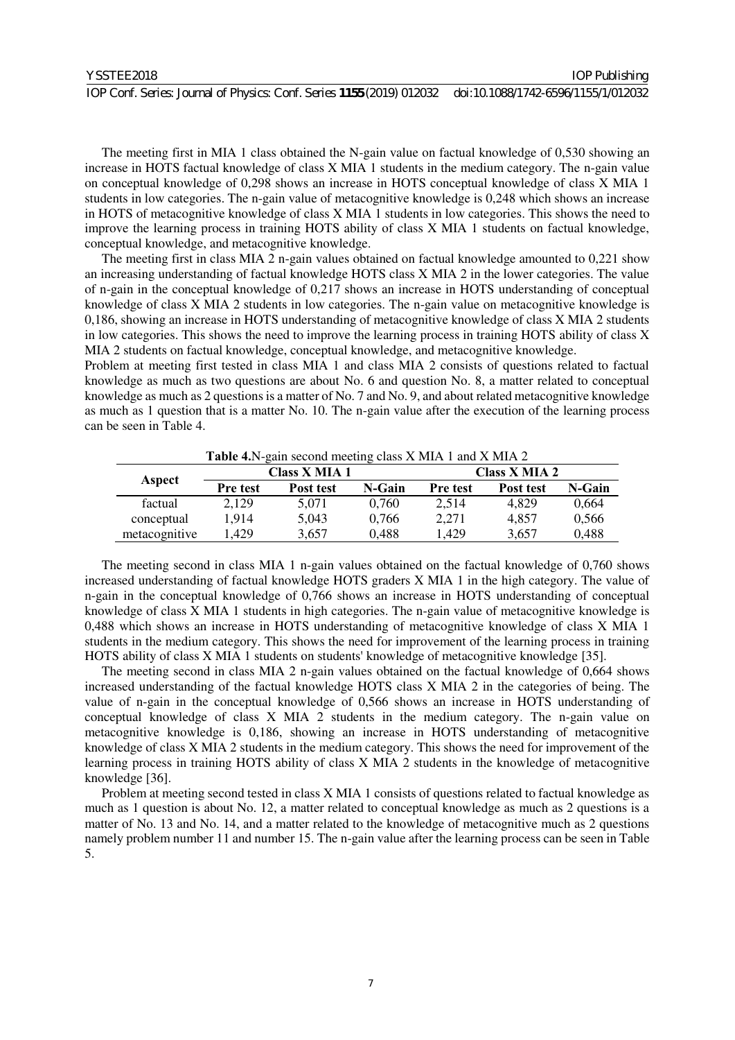The meeting first in MIA 1 class obtained the N-gain value on factual knowledge of 0,530 showing an increase in HOTS factual knowledge of class X MIA 1 students in the medium category. The n-gain value on conceptual knowledge of 0,298 shows an increase in HOTS conceptual knowledge of class X MIA 1 students in low categories. The n-gain value of metacognitive knowledge is 0,248 which shows an increase in HOTS of metacognitive knowledge of class X MIA 1 students in low categories. This shows the need to improve the learning process in training HOTS ability of class X MIA 1 students on factual knowledge, conceptual knowledge, and metacognitive knowledge.

The meeting first in class MIA 2 n-gain values obtained on factual knowledge amounted to 0,221 show an increasing understanding of factual knowledge HOTS class X MIA 2 in the lower categories. The value of n-gain in the conceptual knowledge of 0,217 shows an increase in HOTS understanding of conceptual knowledge of class X MIA 2 students in low categories. The n-gain value on metacognitive knowledge is 0,186, showing an increase in HOTS understanding of metacognitive knowledge of class X MIA 2 students in low categories. This shows the need to improve the learning process in training HOTS ability of class X MIA 2 students on factual knowledge, conceptual knowledge, and metacognitive knowledge.

Problem at meeting first tested in class MIA 1 and class MIA 2 consists of questions related to factual knowledge as much as two questions are about No. 6 and question No. 8, a matter related to conceptual knowledge as much as 2 questions is a matter of No. 7 and No. 9, and about related metacognitive knowledge as much as 1 question that is a matter No. 10. The n-gain value after the execution of the learning process can be seen in Table 4.

**Table 4.** N-gain second meeting class X MIA 1 and X MIA 2

| Aspect | Class X MIA 1 | | | Class X MIA 2 | | |
|---|---|---|---|---|---|---|
| | **Pre test** | **Post test** | **N-Gain** | **Pre test** | **Post test** | **N-Gain** |
| factual | 2,129 | 5,071 | 0,760 | 2,514 | 4,829 | 0,664 |
| conceptual | 1,914 | 5,043 | 0,766 | 2,271 | 4,857 | 0,566 |
| metacognitive | 1,429 | 3,657 | 0,488 | 1,429 | 3,657 | 0,488 |

The meeting second in class MIA 1 n-gain values obtained on the factual knowledge of 0,760 shows increased understanding of factual knowledge HOTS graders X MIA 1 in the high category. The value of n-gain in the conceptual knowledge of 0,766 shows an increase in HOTS understanding of conceptual knowledge of class X MIA 1 students in high categories. The n-gain value of metacognitive knowledge is 0,488 which shows an increase in HOTS understanding of metacognitive knowledge of class X MIA 1 students in the medium category. This shows the need for improvement of the learning process in training HOTS ability of class X MIA 1 students on students' knowledge of metacognitive knowledge [35].

The meeting second in class MIA 2 n-gain values obtained on the factual knowledge of 0,664 shows increased understanding of the factual knowledge HOTS class X MIA 2 in the categories of being. The value of n-gain in the conceptual knowledge of 0,566 shows an increase in HOTS understanding of conceptual knowledge of class X MIA 2 students in the medium category. The n-gain value on metacognitive knowledge is 0,186, showing an increase in HOTS understanding of metacognitive knowledge of class X MIA 2 students in the medium category. This shows the need for improvement of the learning process in training HOTS ability of class X MIA 2 students in the knowledge of metacognitive knowledge [36].

Problem at meeting second tested in class X MIA 1 consists of questions related to factual knowledge as much as 1 question is about No. 12, a matter related to conceptual knowledge as much as 2 questions is a matter of No. 13 and No. 14, and a matter related to the knowledge of metacognitive much as 2 questions namely problem number 11 and number 15. The n-gain value after the learning process can be seen in Table 5.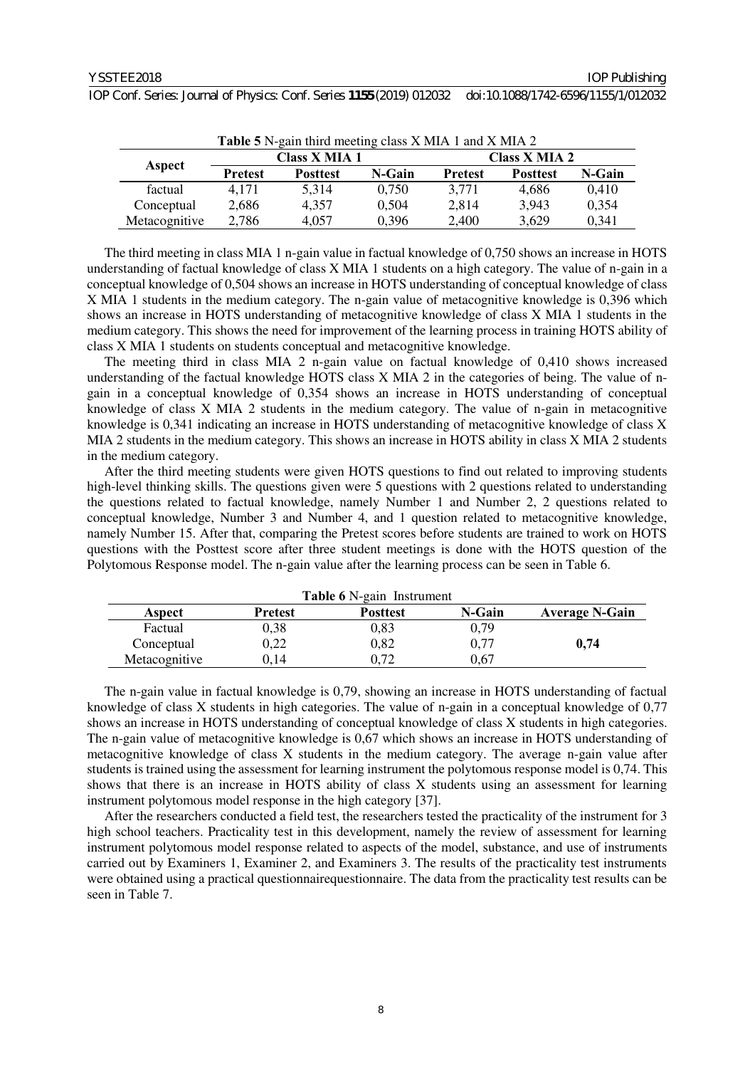**Table 5** N-gain third meeting class X MIA 1 and X MIA 2

| Aspect | Class X MIA 1 | | | Class X MIA 2 | | |
|---|---|---|---|---|---|---|
| | **Pretest** | **Posttest** | **N-Gain** | **Pretest** | **Posttest** | **N-Gain** |
| factual | 4,171 | 5,314 | 0,750 | 3,771 | 4,686 | 0,410 |
| Conceptual | 2,686 | 4,357 | 0,504 | 2,814 | 3,943 | 0,354 |
| Metacognitive | 2,786 | 4,057 | 0,396 | 2,400 | 3,629 | 0,341 |

The third meeting in class MIA 1 n-gain value in factual knowledge of 0,750 shows an increase in HOTS understanding of factual knowledge of class X MIA 1 students on a high category. The value of n-gain in a conceptual knowledge of 0,504 shows an increase in HOTS understanding of conceptual knowledge of class X MIA 1 students in the medium category. The n-gain value of metacognitive knowledge is 0,396 which shows an increase in HOTS understanding of metacognitive knowledge of class X MIA 1 students in the medium category. This shows the need for improvement of the learning process in training HOTS ability of class X MIA 1 students on students conceptual and metacognitive knowledge.

The meeting third in class MIA 2 n-gain value on factual knowledge of 0,410 shows increased understanding of the factual knowledge HOTS class X MIA 2 in the categories of being. The value of n-gain in a conceptual knowledge of 0,354 shows an increase in HOTS understanding of conceptual knowledge of class X MIA 2 students in the medium category. The value of n-gain in metacognitive knowledge is 0,341 indicating an increase in HOTS understanding of metacognitive knowledge of class X MIA 2 students in the medium category. This shows an increase in HOTS ability in class X MIA 2 students in the medium category.

After the third meeting students were given HOTS questions to find out related to improving students high-level thinking skills. The questions given were 5 questions with 2 questions related to understanding the questions related to factual knowledge, namely Number 1 and Number 2, 2 questions related to conceptual knowledge, Number 3 and Number 4, and 1 question related to metacognitive knowledge, namely Number 15. After that, comparing the Pretest scores before students are trained to work on HOTS questions with the Posttest score after three student meetings is done with the HOTS question of the Polytomous Response model. The n-gain value after the learning process can be seen in Table 6.

**Table 6** N-gain Instrument

| Aspect | Pretest | Posttest | N-Gain | Average N-Gain |
|---|---|---|---|---|
| Factual | 0,38 | 0,83 | 0,79 | |
| Conceptual | 0,22 | 0,82 | 0,77 | **0,74** |
| Metacognitive | 0,14 | 0,72 | 0,67 | |

The n-gain value in factual knowledge is 0,79, showing an increase in HOTS understanding of factual knowledge of class X students in high categories. The value of n-gain in a conceptual knowledge of 0,77 shows an increase in HOTS understanding of conceptual knowledge of class X students in high categories. The n-gain value of metacognitive knowledge is 0,67 which shows an increase in HOTS understanding of metacognitive knowledge of class X students in the medium category. The average n-gain value after students is trained using the assessment for learning instrument the polytomous response model is 0,74. This shows that there is an increase in HOTS ability of class X students using an assessment for learning instrument polytomous model response in the high category [37].

After the researchers conducted a field test, the researchers tested the practicality of the instrument for 3 high school teachers. Practicality test in this development, namely the review of assessment for learning instrument polytomous model response related to aspects of the model, substance, and use of instruments carried out by Examiners 1, Examiner 2, and Examiners 3. The results of the practicality test instruments were obtained using a practical questionnairequestionnaire. The data from the practicality test results can be seen in Table 7.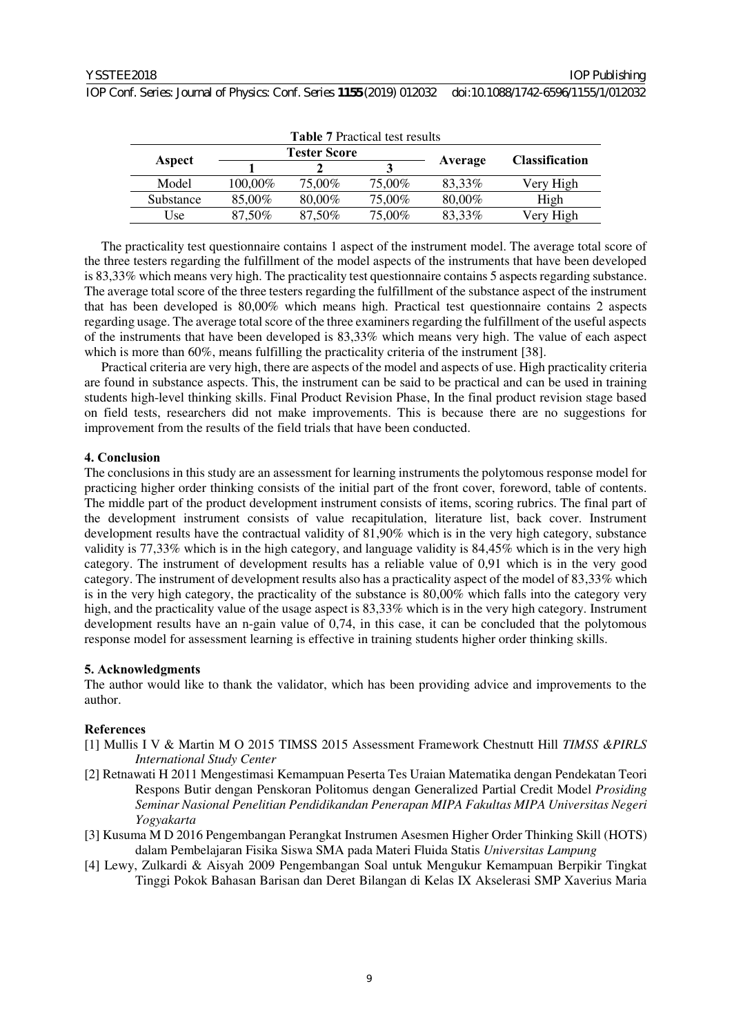**Table 7** Practical test results

| Aspect | Tester Score | | | Average | Classification |
|---|---|---|---|---|---|
| | 1 | 2 | 3 | | |
| Model | 100,00% | 75,00% | 75,00% | 83,33% | Very High |
| Substance | 85,00% | 80,00% | 75,00% | 80,00% | High |
| Use | 87,50% | 87,50% | 75,00% | 83,33% | Very High |

The practicality test questionnaire contains 1 aspect of the instrument model. The average total score of the three testers regarding the fulfillment of the model aspects of the instruments that have been developed is 83,33% which means very high. The practicality test questionnaire contains 5 aspects regarding substance. The average total score of the three testers regarding the fulfillment of the substance aspect of the instrument that has been developed is 80,00% which means high. Practical test questionnaire contains 2 aspects regarding usage. The average total score of the three examiners regarding the fulfillment of the useful aspects of the instruments that have been developed is 83,33% which means very high. The value of each aspect which is more than 60%, means fulfilling the practicality criteria of the instrument [38].

Practical criteria are very high, there are aspects of the model and aspects of use. High practicality criteria are found in substance aspects. This, the instrument can be said to be practical and can be used in training students high-level thinking skills. Final Product Revision Phase, In the final product revision stage based on field tests, researchers did not make improvements. This is because there are no suggestions for improvement from the results of the field trials that have been conducted.

## 4. Conclusion

The conclusions in this study are an assessment for learning instruments the polytomous response model for practicing higher order thinking consists of the initial part of the front cover, foreword, table of contents. The middle part of the product development instrument consists of items, scoring rubrics. The final part of the development instrument consists of value recapitulation, literature list, back cover. Instrument development results have the contractual validity of 81,90% which is in the very high category, substance validity is 77,33% which is in the high category, and language validity is 84,45% which is in the very high category. The instrument of development results has a reliable value of 0,91 which is in the very good category. The instrument of development results also has a practicality aspect of the model of 83,33% which is in the very high category, the practicality of the substance is 80,00% which falls into the category very high, and the practicality value of the usage aspect is 83,33% which is in the very high category. Instrument development results have an n-gain value of 0,74, in this case, it can be concluded that the polytomous response model for assessment learning is effective in training students higher order thinking skills.

## 5. Acknowledgments

The author would like to thank the validator, which has been providing advice and improvements to the author.

## References

[1] Mullis I V & Martin M O 2015 TIMSS 2015 Assessment Framework Chestnutt Hill *TIMSS &PIRLS International Study Center*

[2] Retnawati H 2011 Mengestimasi Kemampuan Peserta Tes Uraian Matematika dengan Pendekatan Teori Respons Butir dengan Penskoran Politomus dengan Generalized Partial Credit Model *Prosiding Seminar Nasional Penelitian Pendidikandan Penerapan MIPA Fakultas MIPA Universitas Negeri Yogyakarta*

[3] Kusuma M D 2016 Pengembangan Perangkat Instrumen Asesmen Higher Order Thinking Skill (HOTS) dalam Pembelajaran Fisika Siswa SMA pada Materi Fluida Statis *Universitas Lampung*

[4] Lewy, Zulkardi & Aisyah 2009 Pengembangan Soal untuk Mengukur Kemampuan Berpikir Tingkat Tinggi Pokok Bahasan Barisan dan Deret Bilangan di Kelas IX Akselerasi SMP Xaverius Maria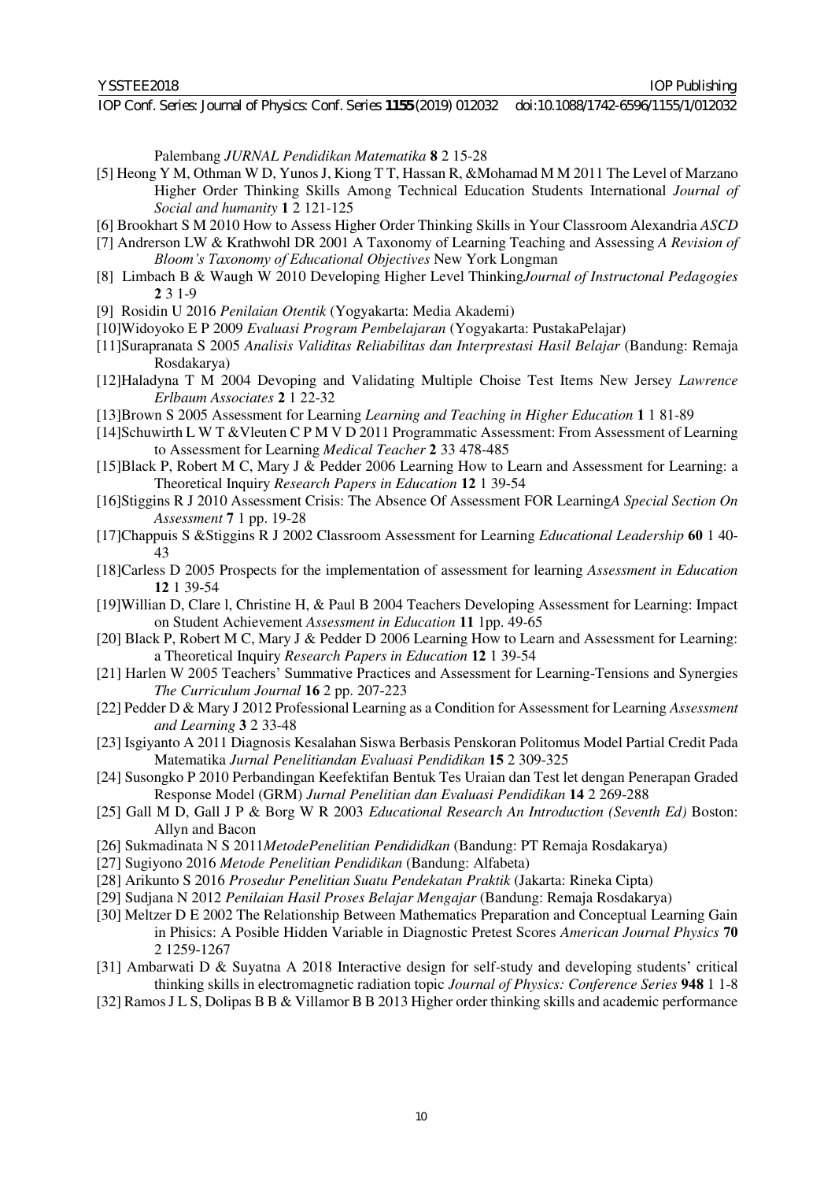Palembang *JURNAL Pendidikan Matematika* **8** 2 15-28

[5] Heong Y M, Othman W D, Yunos J, Kiong T T, Hassan R, &Mohamad M M 2011 The Level of Marzano Higher Order Thinking Skills Among Technical Education Students International *Journal of Social and humanity* **1** 2 121-125

[6] Brookhart S M 2010 How to Assess Higher Order Thinking Skills in Your Classroom Alexandria *ASCD*

[7] Andrerson LW & Krathwohl DR 2001 A Taxonomy of Learning Teaching and Assessing *A Revision of Bloom's Taxonomy of Educational Objectives* New York Longman

[8] Limbach B & Waugh W 2010 Developing Higher Level Thinking*Journal of Instructonal Pedagogies* **2** 3 1-9

[9] Rosidin U 2016 *Penilaian Otentik* (Yogyakarta: Media Akademi)

[10]Widoyoko E P 2009 *Evaluasi Program Pembelajaran* (Yogyakarta: PustakaPelajar)

[11]Surapranata S 2005 *Analisis Validitas Reliabilitas dan Interprestasi Hasil Belajar* (Bandung: Remaja Rosdakarya)

[12]Haladyna T M 2004 Devoping and Validating Multiple Choise Test Items New Jersey *Lawrence Erlbaum Associates* **2** 1 22-32

[13]Brown S 2005 Assessment for Learning *Learning and Teaching in Higher Education* **1** 1 81-89

[14]Schuwirth L W T &Vleuten C P M V D 2011 Programmatic Assessment: From Assessment of Learning to Assessment for Learning *Medical Teacher* **2** 33 478-485

[15]Black P, Robert M C, Mary J & Pedder 2006 Learning How to Learn and Assessment for Learning: a Theoretical Inquiry *Research Papers in Education* **12** 1 39-54

[16]Stiggins R J 2010 Assessment Crisis: The Absence Of Assessment FOR Learning*A Special Section On Assessment* **7** 1 pp. 19-28

[17]Chappuis S &Stiggins R J 2002 Classroom Assessment for Learning *Educational Leadership* **60** 1 40-43

[18]Carless D 2005 Prospects for the implementation of assessment for learning *Assessment in Education* **12** 1 39-54

[19]Willian D, Clare l, Christine H, & Paul B 2004 Teachers Developing Assessment for Learning: Impact on Student Achievement *Assessment in Education* **11** 1pp. 49-65

[20] Black P, Robert M C, Mary J & Pedder D 2006 Learning How to Learn and Assessment for Learning: a Theoretical Inquiry *Research Papers in Education* **12** 1 39-54

[21] Harlen W 2005 Teachers' Summative Practices and Assessment for Learning-Tensions and Synergies *The Curriculum Journal* **16** 2 pp. 207-223

[22] Pedder D & Mary J 2012 Professional Learning as a Condition for Assessment for Learning *Assessment and Learning* **3** 2 33-48

[23] Isgiyanto A 2011 Diagnosis Kesalahan Siswa Berbasis Penskoran Politomus Model Partial Credit Pada Matematika *Jurnal Penelitiandan Evaluasi Pendidikan* **15** 2 309-325

[24] Susongko P 2010 Perbandingan Keefektifan Bentuk Tes Uraian dan Test let dengan Penerapan Graded Response Model (GRM) *Jurnal Penelitian dan Evaluasi Pendidikan* **14** 2 269-288

[25] Gall M D, Gall J P & Borg W R 2003 *Educational Research An Introduction (Seventh Ed)* Boston: Allyn and Bacon

[26] Sukmadinata N S 2011*MetodePenelitian Pendididkan* (Bandung: PT Remaja Rosdakarya)

[27] Sugiyono 2016 *Metode Penelitian Pendidikan* (Bandung: Alfabeta)

[28] Arikunto S 2016 *Prosedur Penelitian Suatu Pendekatan Praktik* (Jakarta: Rineka Cipta)

[29] Sudjana N 2012 *Penilaian Hasil Proses Belajar Mengajar* (Bandung: Remaja Rosdakarya)

[30] Meltzer D E 2002 The Relationship Between Mathematics Preparation and Conceptual Learning Gain in Phisics: A Posible Hidden Variable in Diagnostic Pretest Scores *American Journal Physics* **70** 2 1259-1267

[31] Ambarwati D & Suyatna A 2018 Interactive design for self-study and developing students' critical thinking skills in electromagnetic radiation topic *Journal of Physics: Conference Series* **948** 1 1-8

[32] Ramos J L S, Dolipas B B & Villamor B B 2013 Higher order thinking skills and academic performance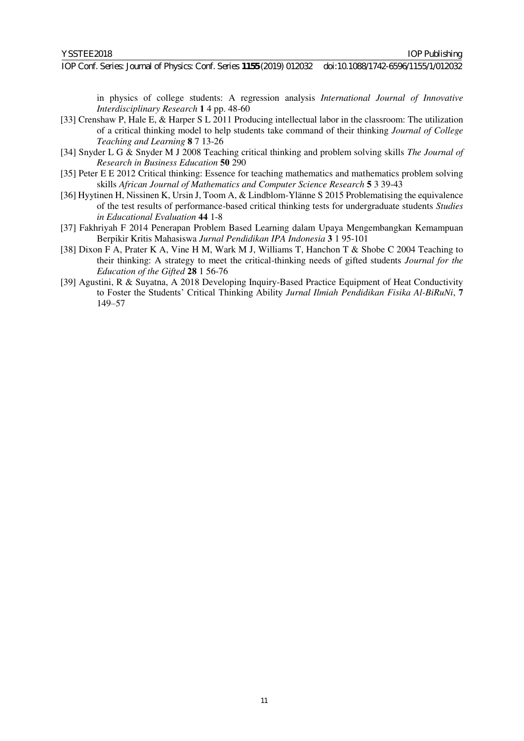in physics of college students: A regression analysis *International Journal of Innovative Interdisciplinary Research* **1** 4 pp. 48-60

[33] Crenshaw P, Hale E, & Harper S L 2011 Producing intellectual labor in the classroom: The utilization of a critical thinking model to help students take command of their thinking *Journal of College Teaching and Learning* **8** 7 13-26

[34] Snyder L G & Snyder M J 2008 Teaching critical thinking and problem solving skills *The Journal of Research in Business Education* **50** 290

[35] Peter E E 2012 Critical thinking: Essence for teaching mathematics and mathematics problem solving skills *African Journal of Mathematics and Computer Science Research* **5** 3 39-43

[36] Hyytinen H, Nissinen K, Ursin J, Toom A, & Lindblom-Ylänne S 2015 Problematising the equivalence of the test results of performance-based critical thinking tests for undergraduate students *Studies in Educational Evaluation* **44** 1-8

[37] Fakhriyah F 2014 Penerapan Problem Based Learning dalam Upaya Mengembangkan Kemampuan Berpikir Kritis Mahasiswa *Jurnal Pendidikan IPA Indonesia* **3** 1 95-101

[38] Dixon F A, Prater K A, Vine H M, Wark M J, Williams T, Hanchon T & Shobe C 2004 Teaching to their thinking: A strategy to meet the critical-thinking needs of gifted students *Journal for the Education of the Gifted* **28** 1 56-76

[39] Agustini, R & Suyatna, A 2018 Developing Inquiry-Based Practice Equipment of Heat Conductivity to Foster the Students' Critical Thinking Ability *Jurnal Ilmiah Pendidikan Fisika Al-BiRuNi*, **7** 149–57